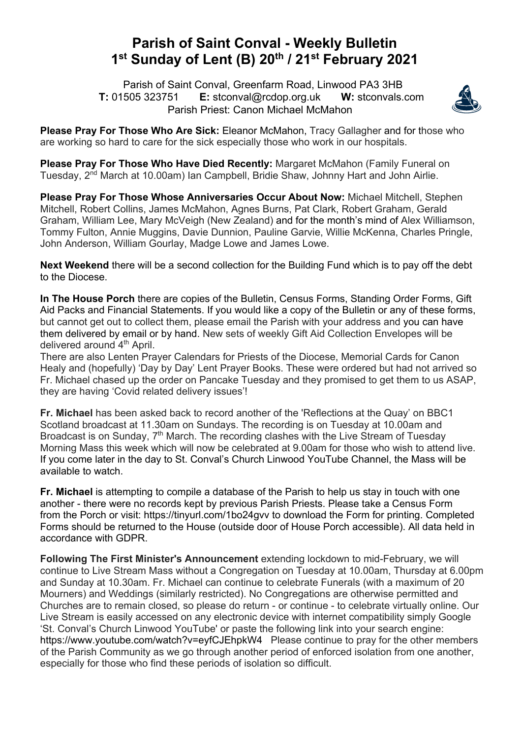# Parish of Saint Conval - Weekly Bulletin
# 1st Sunday of Lent (B) 20th / 21st February 2021

Parish of Saint Conval, Greenfarm Road, Linwood PA3 3HB
**T:** 01505 323751 **E:** stconval@rcdop.org.uk **W:** stconvals.com
Parish Priest: Canon Michael McMahon

**Please Pray For Those Who Are Sick:** Eleanor McMahon, Tracy Gallagher and for those who are working so hard to care for the sick especially those who work in our hospitals.

**Please Pray For Those Who Have Died Recently:** Margaret McMahon (Family Funeral on Tuesday, 2nd March at 10.00am) Ian Campbell, Bridie Shaw, Johnny Hart and John Airlie.

**Please Pray For Those Whose Anniversaries Occur About Now:** Michael Mitchell, Stephen Mitchell, Robert Collins, James McMahon, Agnes Burns, Pat Clark, Robert Graham, Gerald Graham, William Lee, Mary McVeigh (New Zealand) and for the month's mind of Alex Williamson, Tommy Fulton, Annie Muggins, Davie Dunnion, Pauline Garvie, Willie McKenna, Charles Pringle, John Anderson, William Gourlay, Madge Lowe and James Lowe.

**Next Weekend** there will be a second collection for the Building Fund which is to pay off the debt to the Diocese.

**In The House Porch** there are copies of the Bulletin, Census Forms, Standing Order Forms, Gift Aid Packs and Financial Statements. If you would like a copy of the Bulletin or any of these forms, but cannot get out to collect them, please email the Parish with your address and you can have them delivered by email or by hand. New sets of weekly Gift Aid Collection Envelopes will be delivered around 4th April.

There are also Lenten Prayer Calendars for Priests of the Diocese, Memorial Cards for Canon Healy and (hopefully) 'Day by Day' Lent Prayer Books. These were ordered but had not arrived so Fr. Michael chased up the order on Pancake Tuesday and they promised to get them to us ASAP, they are having 'Covid related delivery issues'!

**Fr. Michael** has been asked back to record another of the 'Reflections at the Quay' on BBC1 Scotland broadcast at 11.30am on Sundays. The recording is on Tuesday at 10.00am and Broadcast is on Sunday, 7th March. The recording clashes with the Live Stream of Tuesday Morning Mass this week which will now be celebrated at 9.00am for those who wish to attend live. If you come later in the day to St. Conval's Church Linwood YouTube Channel, the Mass will be available to watch.

**Fr. Michael** is attempting to compile a database of the Parish to help us stay in touch with one another - there were no records kept by previous Parish Priests. Please take a Census Form from the Porch or visit: https://tinyurl.com/1bo24gvv to download the Form for printing. Completed Forms should be returned to the House (outside door of House Porch accessible). All data held in accordance with GDPR.

**Following The First Minister's Announcement** extending lockdown to mid-February, we will continue to Live Stream Mass without a Congregation on Tuesday at 10.00am, Thursday at 6.00pm and Sunday at 10.30am. Fr. Michael can continue to celebrate Funerals (with a maximum of 20 Mourners) and Weddings (similarly restricted). No Congregations are otherwise permitted and Churches are to remain closed, so please do return - or continue - to celebrate virtually online. Our Live Stream is easily accessed on any electronic device with internet compatibility simply Google 'St. Conval's Church Linwood YouTube' or paste the following link into your search engine: https://www.youtube.com/watch?v=eyfCJEhpkW4 Please continue to pray for the other members of the Parish Community as we go through another period of enforced isolation from one another, especially for those who find these periods of isolation so difficult.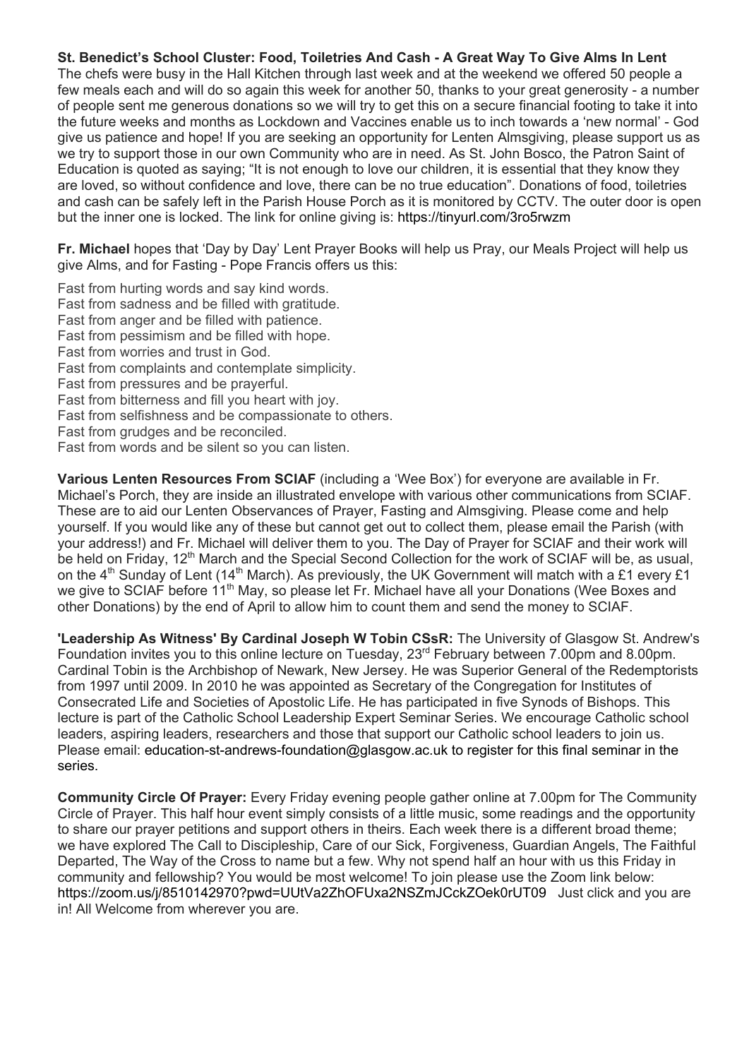**St. Benedict's School Cluster: Food, Toiletries And Cash - A Great Way To Give Alms In Lent**
The chefs were busy in the Hall Kitchen through last week and at the weekend we offered 50 people a few meals each and will do so again this week for another 50, thanks to your great generosity - a number of people sent me generous donations so we will try to get this on a secure financial footing to take it into the future weeks and months as Lockdown and Vaccines enable us to inch towards a 'new normal' - God give us patience and hope! If you are seeking an opportunity for Lenten Almsgiving, please support us as we try to support those in our own Community who are in need. As St. John Bosco, the Patron Saint of Education is quoted as saying; "It is not enough to love our children, it is essential that they know they are loved, so without confidence and love, there can be no true education". Donations of food, toiletries and cash can be safely left in the Parish House Porch as it is monitored by CCTV. The outer door is open but the inner one is locked. The link for online giving is: https://tinyurl.com/3ro5rwzm

**Fr. Michael** hopes that 'Day by Day' Lent Prayer Books will help us Pray, our Meals Project will help us give Alms, and for Fasting - Pope Francis offers us this:

Fast from hurting words and say kind words.
Fast from sadness and be filled with gratitude.
Fast from anger and be filled with patience.
Fast from pessimism and be filled with hope.
Fast from worries and trust in God.
Fast from complaints and contemplate simplicity.
Fast from pressures and be prayerful.
Fast from bitterness and fill you heart with joy.
Fast from selfishness and be compassionate to others.
Fast from grudges and be reconciled.
Fast from words and be silent so you can listen.

**Various Lenten Resources From SCIAF** (including a 'Wee Box') for everyone are available in Fr. Michael's Porch, they are inside an illustrated envelope with various other communications from SCIAF. These are to aid our Lenten Observances of Prayer, Fasting and Almsgiving. Please come and help yourself. If you would like any of these but cannot get out to collect them, please email the Parish (with your address!) and Fr. Michael will deliver them to you. The Day of Prayer for SCIAF and their work will be held on Friday, 12th March and the Special Second Collection for the work of SCIAF will be, as usual, on the 4th Sunday of Lent (14th March). As previously, the UK Government will match with a £1 every £1 we give to SCIAF before 11th May, so please let Fr. Michael have all your Donations (Wee Boxes and other Donations) by the end of April to allow him to count them and send the money to SCIAF.

**'Leadership As Witness' By Cardinal Joseph W Tobin CSsR:** The University of Glasgow St. Andrew's Foundation invites you to this online lecture on Tuesday, 23rd February between 7.00pm and 8.00pm. Cardinal Tobin is the Archbishop of Newark, New Jersey. He was Superior General of the Redemptorists from 1997 until 2009. In 2010 he was appointed as Secretary of the Congregation for Institutes of Consecrated Life and Societies of Apostolic Life. He has participated in five Synods of Bishops. This lecture is part of the Catholic School Leadership Expert Seminar Series. We encourage Catholic school leaders, aspiring leaders, researchers and those that support our Catholic school leaders to join us. Please email: education-st-andrews-foundation@glasgow.ac.uk to register for this final seminar in the series.

**Community Circle Of Prayer:** Every Friday evening people gather online at 7.00pm for The Community Circle of Prayer. This half hour event simply consists of a little music, some readings and the opportunity to share our prayer petitions and support others in theirs. Each week there is a different broad theme; we have explored The Call to Discipleship, Care of our Sick, Forgiveness, Guardian Angels, The Faithful Departed, The Way of the Cross to name but a few. Why not spend half an hour with us this Friday in community and fellowship? You would be most welcome! To join please use the Zoom link below: https://zoom.us/j/8510142970?pwd=UUtVa2ZhOFUxa2NSZmJCckZOek0rUT09 Just click and you are in! All Welcome from wherever you are.